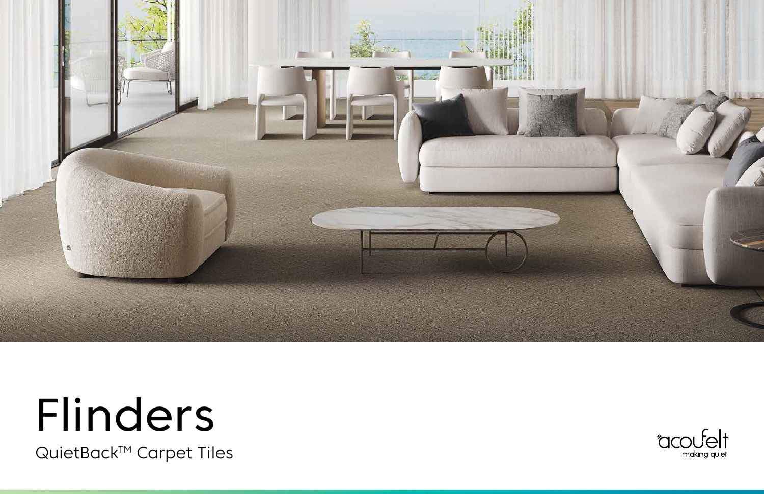# Flinders

QuietBack™ Carpet Tiles

acoufelt
making quiet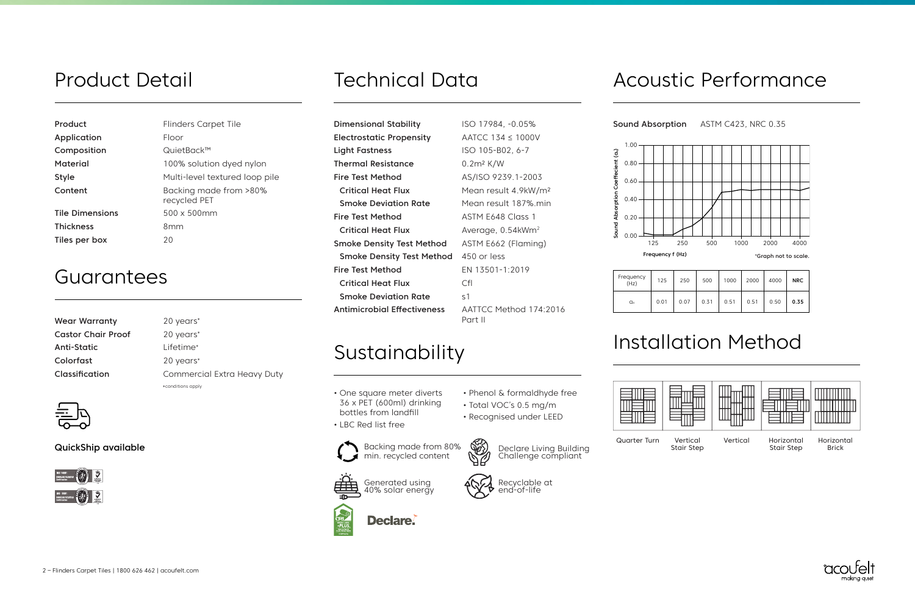## Product Detail

| | |
|---|---|
| **Product** | Flinders Carpet Tile |
| **Application** | Floor |
| **Composition** | QuietBack™ |
| **Material** | 100% solution dyed nylon |
| **Style** | Multi-level textured loop pile |
| **Content** | Backing made from >80% recycled PET |
| **Tile Dimensions** | 500 x 500mm |
| **Thickness** | 8mm |
| **Tiles per box** | 20 |

## Guarantees

| | |
|---|---|
| **Wear Warranty** | 20 years* |
| **Castor Chair Proof** | 20 years* |
| **Anti-Static** | Lifetime* |
| **Colorfast** | 20 years* |
| **Classification** | Commercial Extra Heavy Duty |

*conditions apply

**QuickShip available**

## Technical Data

| | |
|---|---|
| **Dimensional Stability** | ISO 17984, -0.05% |
| **Electrostatic Propensity** | AATCC 134 ≤ 1000V |
| **Light Fastness** | ISO 105-B02, 6-7 |
| **Thermal Resistance** | 0.2m² K/W |
| **Fire Test Method** | AS/ISO 9239.1-2003 |
| **Critical Heat Flux** | Mean result 4.9kW/m² |
| **Smoke Deviation Rate** | Mean result 187%.min |
| **Fire Test Method** | ASTM E648 Class 1 |
| **Critical Heat Flux** | Average, 0.54kWm² |
| **Smoke Density Test Method** | ASTM E662 (Flaming) |
| **Smoke Density Test Method** | 450 or less |
| **Fire Test Method** | EN 13501-1:2019 |
| **Critical Heat Flux** | Cfl |
| **Smoke Deviation Rate** | s1 |
| **Antimicrobial Effectiveness** | AATTCC Method 174:2016 Part II |

## Sustainability

- One square meter diverts 36 x PET (600ml) drinking bottles from landfill
- LBC Red list free
- Phenol & formaldhyde free
- Total VOC's 0.5 mg/m
- Recognised under LEED

Backing made from 80% min. recycled content

Declare Living Building Challenge compliant

Generated using 40% solar energy

Recyclable at end-of-life

Declare.

## Acoustic Performance

**Sound Absorption** ASTM C423, NRC 0.35

Sound Absorption Coefficient (α) vs Frequency f (Hz)

*Graph not to scale.

| Frequency (Hz) | 125 | 250 | 500 | 1000 | 2000 | 4000 | NRC |
|---|---|---|---|---|---|---|---|
| α | 0.01 | 0.07 | 0.31 | 0.51 | 0.51 | 0.50 | **0.35** |

## Installation Method

Quarter Turn | Vertical Stair Step | Vertical | Horizontal Stair Step | Horizontal Brick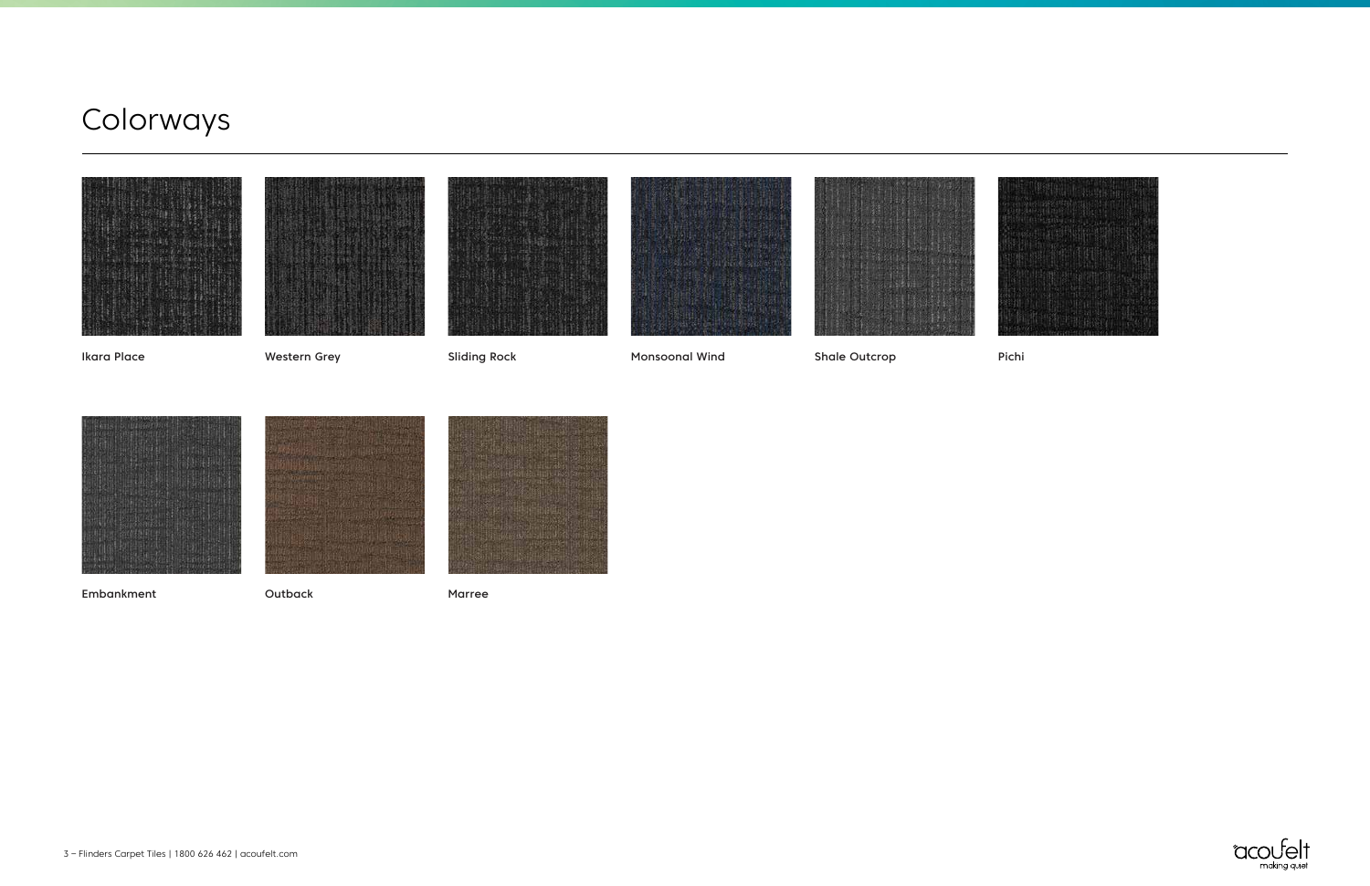# Colorways

Ikara Place

Western Grey

Sliding Rock

Monsoonal Wind

Shale Outcrop

Pichi

Embankment

Outback

Marree